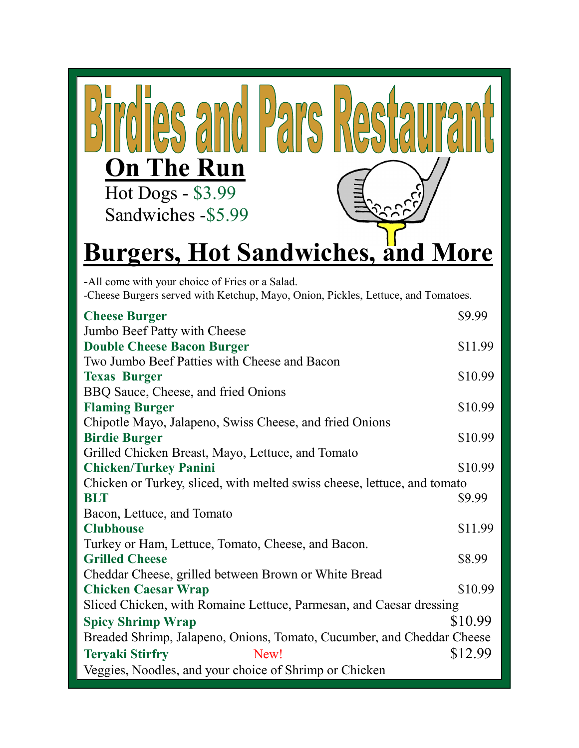# Birdies and Pars Restaurant

## On The Run

Hot Dogs - $3.99
Sandwiches -$5.99

## Burgers, Hot Sandwiches, and More

-All come with your choice of Fries or a Salad.
-Cheese Burgers served with Ketchup, Mayo, Onion, Pickles, Lettuce, and Tomatoes.

**Cheese Burger** $9.99
Jumbo Beef Patty with Cheese

**Double Cheese Bacon Burger** $11.99
Two Jumbo Beef Patties with Cheese and Bacon

**Texas Burger** $10.99
BBQ Sauce, Cheese, and fried Onions

**Flaming Burger** $10.99
Chipotle Mayo, Jalapeno, Swiss Cheese, and fried Onions

**Birdie Burger** $10.99
Grilled Chicken Breast, Mayo, Lettuce, and Tomato

**Chicken/Turkey Panini** $10.99
Chicken or Turkey, sliced, with melted swiss cheese, lettuce, and tomato

**BLT** $9.99
Bacon, Lettuce, and Tomato

**Clubhouse** $11.99
Turkey or Ham, Lettuce, Tomato, Cheese, and Bacon.

**Grilled Cheese** $8.99
Cheddar Cheese, grilled between Brown or White Bread

**Chicken Caesar Wrap** $10.99
Sliced Chicken, with Romaine Lettuce, Parmesan, and Caesar dressing

**Spicy Shrimp Wrap** $10.99
Breaded Shrimp, Jalapeno, Onions, Tomato, Cucumber, and Cheddar Cheese

**Teryaki Stirfry** New! $12.99
Veggies, Noodles, and your choice of Shrimp or Chicken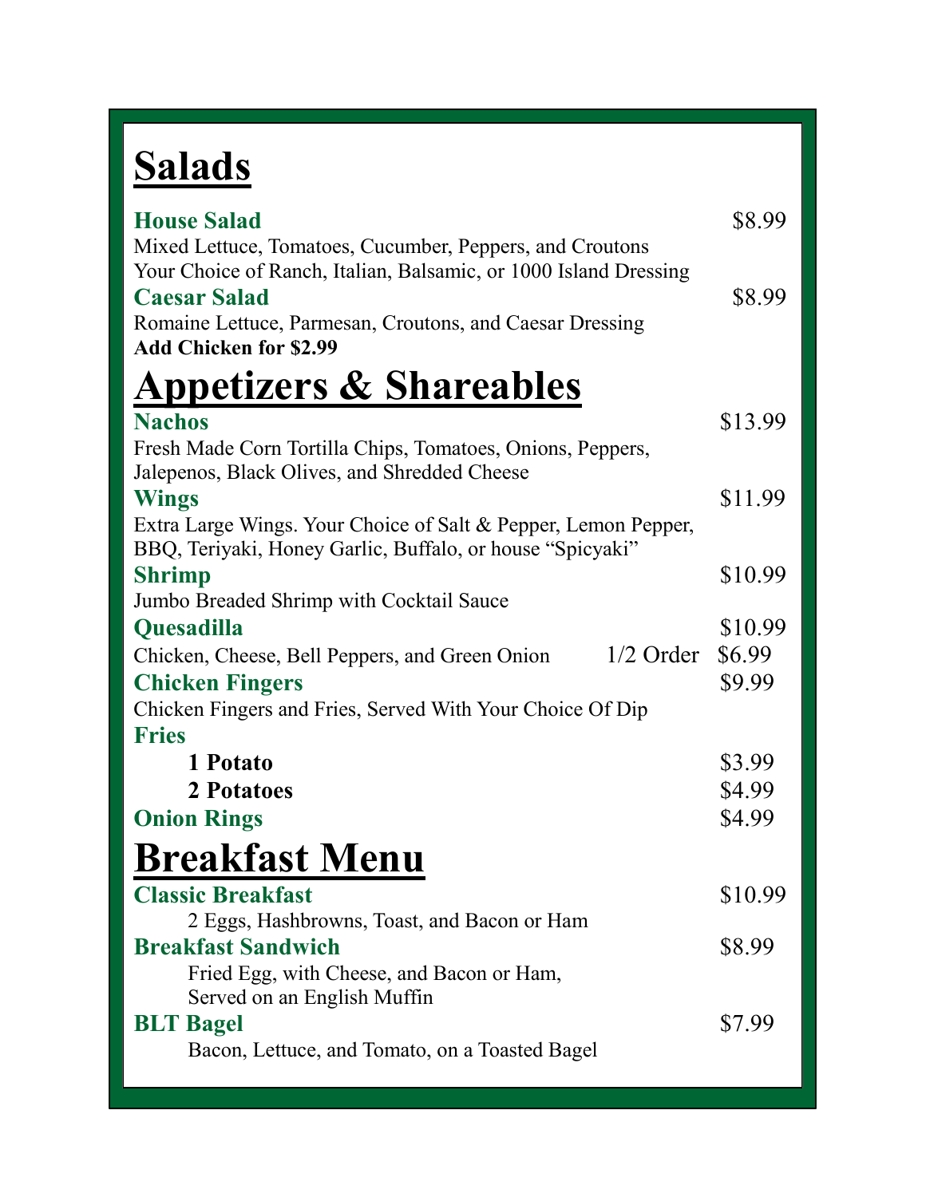# Salads

**House Salad** $8.99

Mixed Lettuce, Tomatoes, Cucumber, Peppers, and Croutons
Your Choice of Ranch, Italian, Balsamic, or 1000 Island Dressing

**Caesar Salad** $8.99

Romaine Lettuce, Parmesan, Croutons, and Caesar Dressing
**Add Chicken for $2.99**

# Appetizers & Shareables

**Nachos** $13.99

Fresh Made Corn Tortilla Chips, Tomatoes, Onions, Peppers, Jalepenos, Black Olives, and Shredded Cheese

**Wings** $11.99

Extra Large Wings. Your Choice of Salt & Pepper, Lemon Pepper, BBQ, Teriyaki, Honey Garlic, Buffalo, or house "Spicyaki"

**Shrimp** $10.99

Jumbo Breaded Shrimp with Cocktail Sauce

**Quesadilla** $10.99

Chicken, Cheese, Bell Peppers, and Green Onion — 1/2 Order $6.99

**Chicken Fingers** $9.99

Chicken Fingers and Fries, Served With Your Choice Of Dip

**Fries**

- **1 Potato** $3.99
- **2 Potatoes** $4.99

**Onion Rings** $4.99

# Breakfast Menu

**Classic Breakfast** $10.99

2 Eggs, Hashbrowns, Toast, and Bacon or Ham

**Breakfast Sandwich** $8.99

Fried Egg, with Cheese, and Bacon or Ham,
Served on an English Muffin

**BLT Bagel** $7.99

Bacon, Lettuce, and Tomato, on a Toasted Bagel